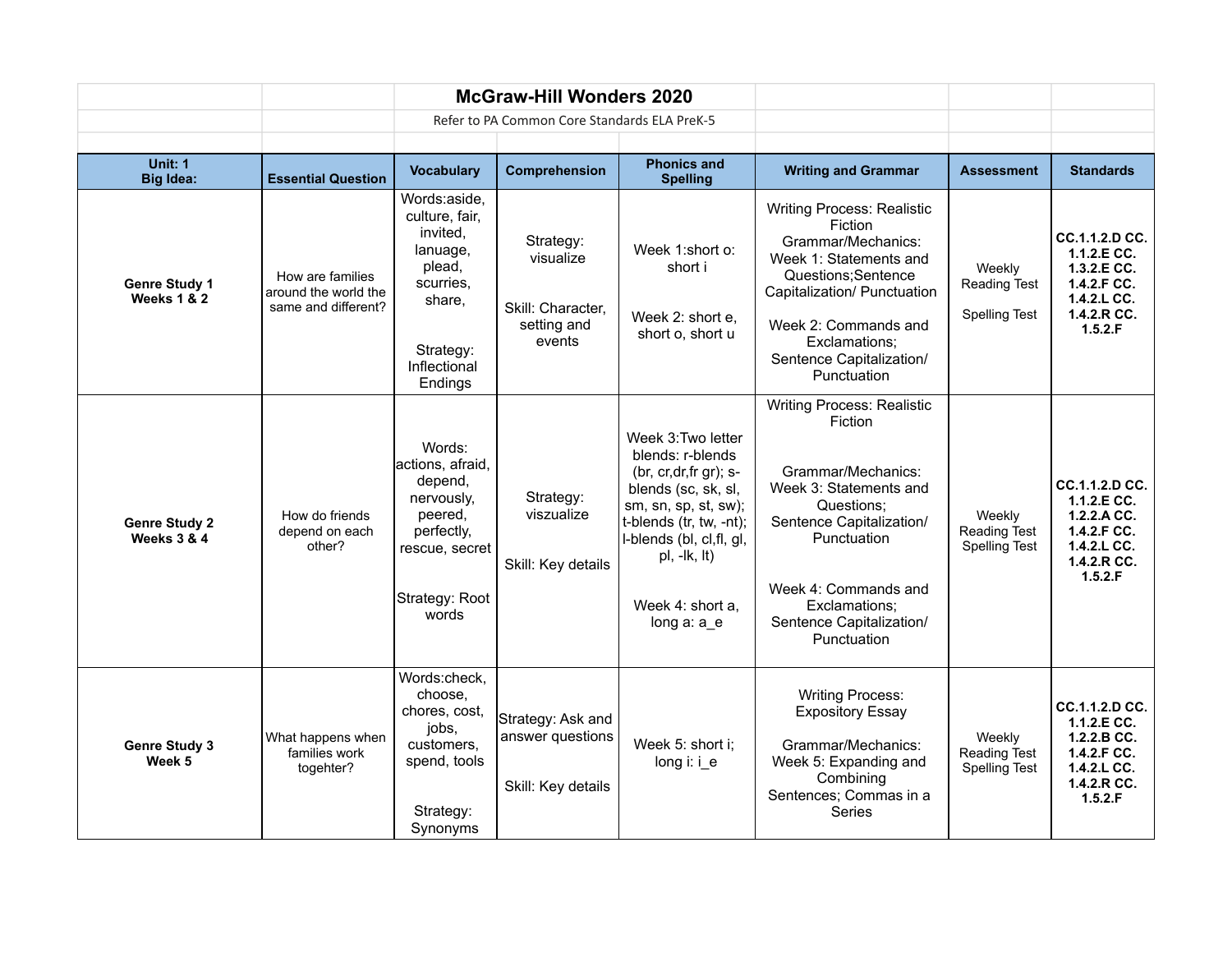# McGraw-Hill Wonders 2020

Refer to PA Common Core Standards ELA PreK-5

| Unit: 1 Big Idea: | Essential Question | Vocabulary | Comprehension | Phonics and Spelling | Writing and Grammar | Assessment | Standards |
|---|---|---|---|---|---|---|---|
| **Genre Study 1 Weeks 1 & 2** | How are families around the world the same and different? | Words:aside, culture, fair, invited, lanuage, plead, scurries, share,<br><br>Strategy: Inflectional Endings | Strategy: visualize<br><br>Skill: Character, setting and events | Week 1:short o: short i<br><br>Week 2: short e, short o, short u | Writing Process: Realistic Fiction Grammar/Mechanics: Week 1: Statements and Questions;Sentence Capitalization/ Punctuation<br><br>Week 2: Commands and Exclamations; Sentence Capitalization/ Punctuation | Weekly Reading Test<br><br>Spelling Test | **CC.1.1.2.D CC. 1.1.2.E CC. 1.3.2.E CC. 1.4.2.F CC. 1.4.2.L CC. 1.4.2.R CC. 1.5.2.F** |
| **Genre Study 2 Weeks 3 & 4** | How do friends depend on each other? | Words: actions, afraid, depend, nervously, peered, perfectly, rescue, secret<br><br>Strategy: Root words | Strategy: viszualize<br><br>Skill: Key details | Week 3:Two letter blends: r-blends (br, cr,dr,fr gr); s-blends (sc, sk, sl, sm, sn, sp, st, sw); t-blends (tr, tw, -nt); l-blends (bl, cl,fl, gl, pl, -lk, lt)<br><br>Week 4: short a, long a: a_e | Writing Process: Realistic Fiction<br><br>Grammar/Mechanics: Week 3: Statements and Questions; Sentence Capitalization/ Punctuation<br><br>Week 4: Commands and Exclamations; Sentence Capitalization/ Punctuation | Weekly Reading Test Spelling Test | **CC.1.1.2.D CC. 1.1.2.E CC. 1.2.2.A CC. 1.4.2.F CC. 1.4.2.L CC. 1.4.2.R CC. 1.5.2.F** |
| **Genre Study 3 Week 5** | What happens when families work togehter? | Words:check, choose, chores, cost, jobs, customers, spend, tools<br><br>Strategy: Synonyms | Strategy: Ask and answer questions<br><br>Skill: Key details | Week 5: short i; long i: i_e | Writing Process: Expository Essay<br><br>Grammar/Mechanics: Week 5: Expanding and Combining Sentences; Commas in a Series | Weekly Reading Test Spelling Test | **CC.1.1.2.D CC. 1.1.2.E CC. 1.2.2.B CC. 1.4.2.F CC. 1.4.2.L CC. 1.4.2.R CC. 1.5.2.F** |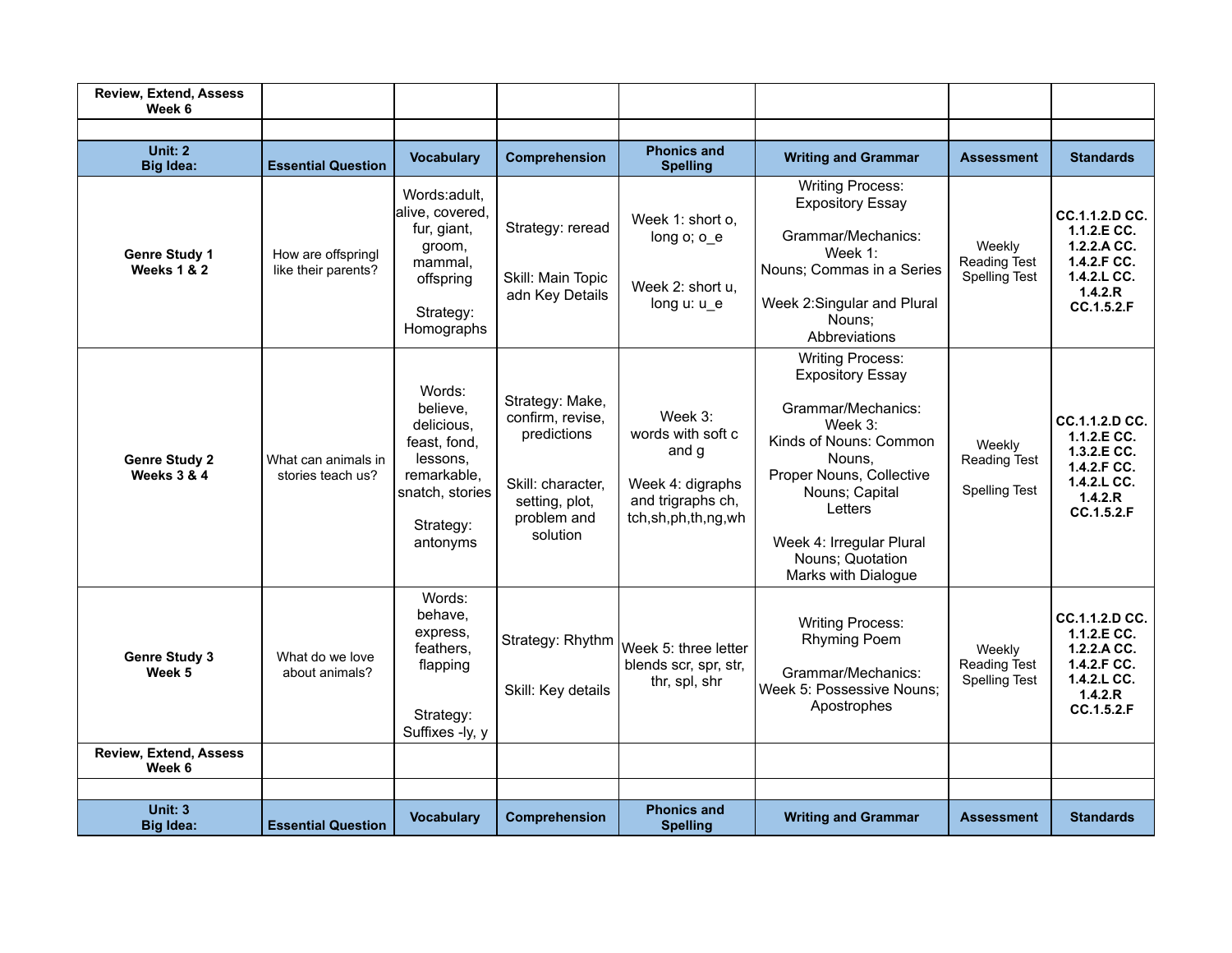| **Review, Extend, Assess Week 6** | | | | | | | |
|---|---|---|---|---|---|---|---|
| | | | | | | | |
| **Unit: 2 Big Idea:** | **Essential Question** | **Vocabulary** | **Comprehension** | **Phonics and Spelling** | **Writing and Grammar** | **Assessment** | **Standards** |
| **Genre Study 1 Weeks 1 & 2** | How are offspringl like their parents? | Words:adult, alive, covered, fur, giant, groom, mammal, offspring<br><br>Strategy: Homographs | Strategy: reread<br><br>Skill: Main Topic adn Key Details | Week 1: short o, long o; o_e<br><br>Week 2: short u, long u: u_e | Writing Process: Expository Essay<br><br>Grammar/Mechanics: Week 1: Nouns; Commas in a Series<br><br>Week 2:Singular and Plural Nouns; Abbreviations | Weekly Reading Test Spelling Test | **CC.1.1.2.D CC. 1.1.2.E CC. 1.2.2.A CC. 1.4.2.F CC. 1.4.2.L CC. 1.4.2.R CC.1.5.2.F** |
| **Genre Study 2 Weeks 3 & 4** | What can animals in stories teach us? | Words: believe, delicious, feast, fond, lessons, remarkable, snatch, stories<br><br>Strategy: antonyms | Strategy: Make, confirm, revise, predictions<br><br>Skill: character, setting, plot, problem and solution | Week 3: words with soft c and g<br><br>Week 4: digraphs and trigraphs ch, tch,sh,ph,th,ng,wh | Writing Process: Expository Essay<br><br>Grammar/Mechanics: Week 3: Kinds of Nouns: Common Nouns, Proper Nouns, Collective Nouns; Capital Letters<br><br>Week 4: Irregular Plural Nouns; Quotation Marks with Dialogue | Weekly Reading Test<br><br>Spelling Test | **CC.1.1.2.D CC. 1.1.2.E CC. 1.3.2.E CC. 1.4.2.F CC. 1.4.2.L CC. 1.4.2.R CC.1.5.2.F** |
| **Genre Study 3 Week 5** | What do we love about animals? | Words: behave, express, feathers, flapping<br><br>Strategy: Suffixes -ly, y | Strategy: Rhythm<br><br>Skill: Key details | Week 5: three letter blends scr, spr, str, thr, spl, shr | Writing Process: Rhyming Poem<br><br>Grammar/Mechanics: Week 5: Possessive Nouns; Apostrophes | Weekly Reading Test Spelling Test | **CC.1.1.2.D CC. 1.1.2.E CC. 1.2.2.A CC. 1.4.2.F CC. 1.4.2.L CC. 1.4.2.R CC.1.5.2.F** |
| **Review, Extend, Assess Week 6** | | | | | | | |
| | | | | | | | |
| **Unit: 3 Big Idea:** | **Essential Question** | **Vocabulary** | **Comprehension** | **Phonics and Spelling** | **Writing and Grammar** | **Assessment** | **Standards** |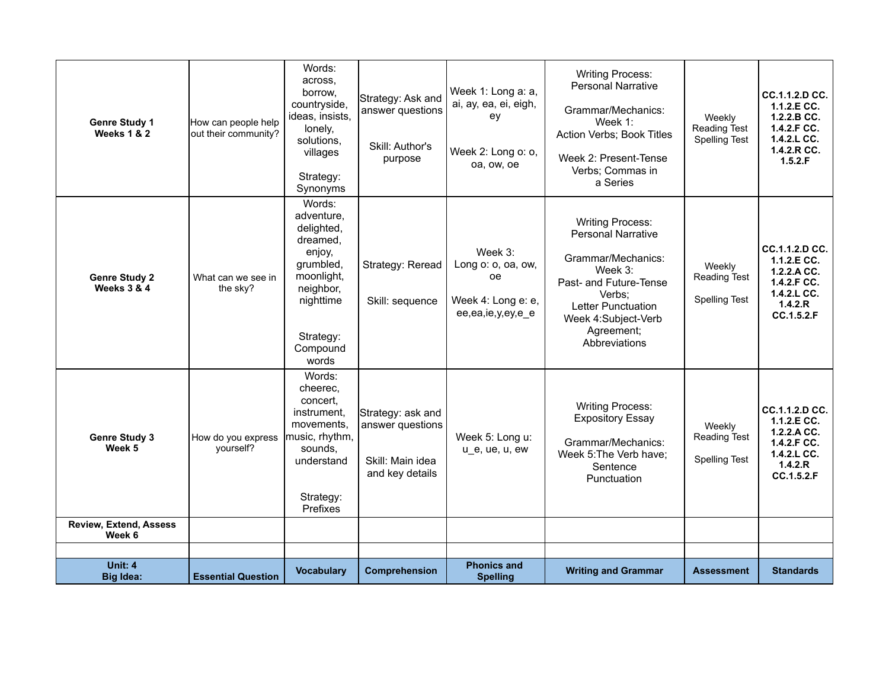| **Genre Study 1 Weeks 1 & 2** | How can people help out their community? | Words: across, borrow, countryside, ideas, insists, lonely, solutions, villages<br><br>Strategy: Synonyms | Strategy: Ask and answer questions<br><br>Skill: Author's purpose | Week 1: Long a: a, ai, ay, ea, ei, eigh, ey<br><br>Week 2: Long o: o, oa, ow, oe | Writing Process: Personal Narrative<br><br>Grammar/Mechanics: Week 1: Action Verbs; Book Titles<br><br>Week 2: Present-Tense Verbs; Commas in a Series | Weekly Reading Test Spelling Test | **CC.1.1.2.D CC. 1.1.2.E CC. 1.2.2.B CC. 1.4.2.F CC. 1.4.2.L CC. 1.4.2.R CC. 1.5.2.F** |
|---|---|---|---|---|---|---|---|
| **Genre Study 2 Weeks 3 & 4** | What can we see in the sky? | Words: adventure, delighted, dreamed, enjoy, grumbled, moonlight, neighbor, nighttime<br><br>Strategy: Compound words | Strategy: Reread<br><br>Skill: sequence | Week 3: Long o: o, oa, ow, oe<br><br>Week 4: Long e: e, ee,ea,ie,y,ey,e_e | Writing Process: Personal Narrative<br><br>Grammar/Mechanics: Week 3: Past- and Future-Tense Verbs; Letter Punctuation Week 4:Subject-Verb Agreement; Abbreviations | Weekly Reading Test<br><br>Spelling Test | **CC.1.1.2.D CC. 1.1.2.E CC. 1.2.2.A CC. 1.4.2.F CC. 1.4.2.L CC. 1.4.2.R CC.1.5.2.F** |
| **Genre Study 3 Week 5** | How do you express yourself? | Words: cheerec, concert, instrument, movements, music, rhythm, sounds, understand<br><br>Strategy: Prefixes | Strategy: ask and answer questions<br><br>Skill: Main idea and key details | Week 5: Long u: u_e, ue, u, ew | Writing Process: Expository Essay<br><br>Grammar/Mechanics: Week 5:The Verb have; Sentence Punctuation | Weekly Reading Test<br><br>Spelling Test | **CC.1.1.2.D CC. 1.1.2.E CC. 1.2.2.A CC. 1.4.2.F CC. 1.4.2.L CC. 1.4.2.R CC.1.5.2.F** |
| **Review, Extend, Assess Week 6** | | | | | | | |
| | | | | | | | |
| **Unit: 4 Big Idea:** | **Essential Question** | **Vocabulary** | **Comprehension** | **Phonics and Spelling** | **Writing and Grammar** | **Assessment** | **Standards** |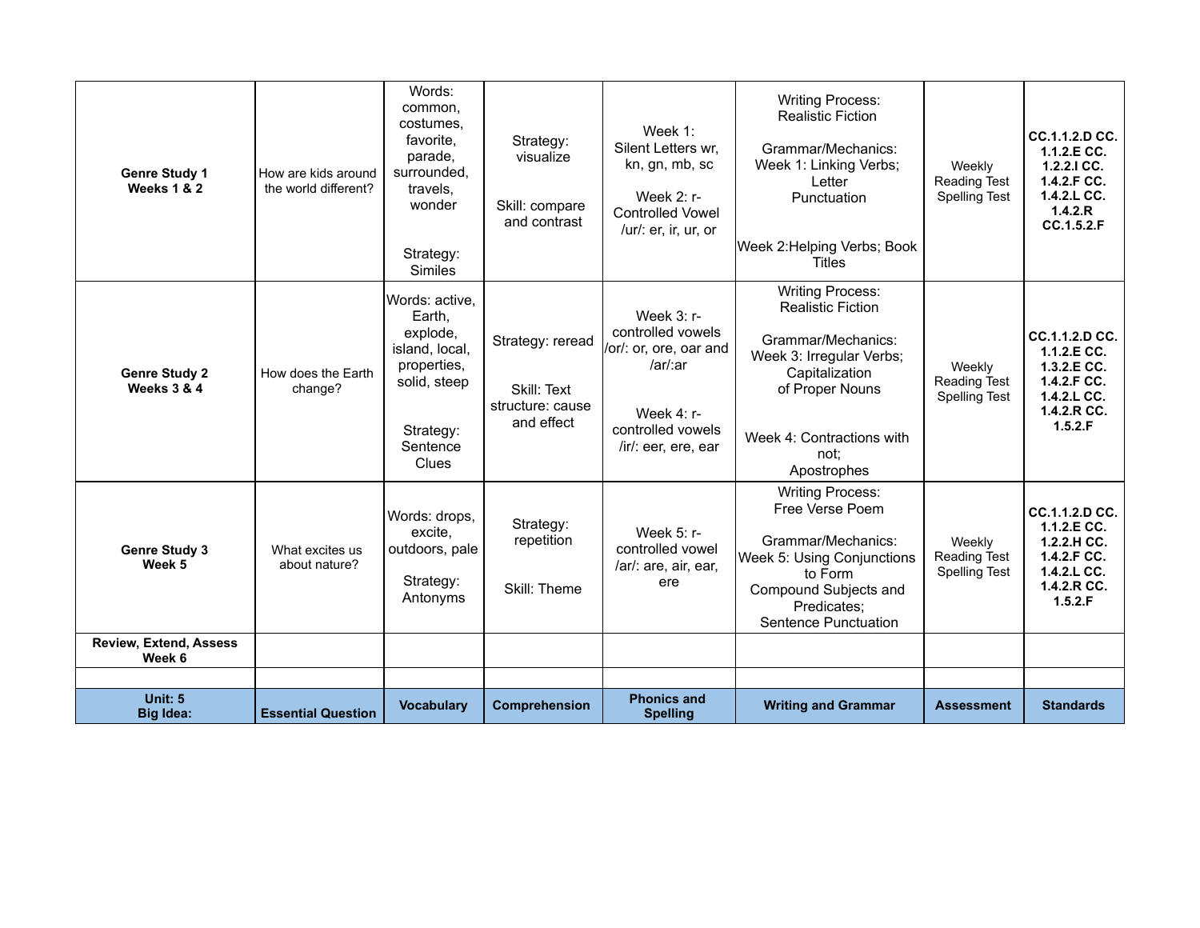| Unit: 5<br>Big Idea: | Essential Question | Vocabulary | Comprehension | Phonics and Spelling | Writing and Grammar | Assessment | Standards |
|---|---|---|---|---|---|---|---|
| **Genre Study 1**<br>**Weeks 1 & 2** | How are kids around the world different? | Words: common, costumes, favorite, parade, surrounded, travels, wonder<br><br>Strategy: Similes | Strategy: visualize<br><br>Skill: compare and contrast | Week 1: Silent Letters wr, kn, gn, mb, sc<br><br>Week 2: r-Controlled Vowel /ur/: er, ir, ur, or | Writing Process: Realistic Fiction<br><br>Grammar/Mechanics: Week 1: Linking Verbs; Letter Punctuation<br><br>Week 2:Helping Verbs; Book Titles | Weekly Reading Test Spelling Test | **CC.1.1.2.D CC. 1.1.2.E CC. 1.2.2.I CC. 1.4.2.F CC. 1.4.2.L CC. 1.4.2.R CC.1.5.2.F** |
| **Genre Study 2**<br>**Weeks 3 & 4** | How does the Earth change? | Words: active, Earth, explode, island, local, properties, solid, steep<br><br>Strategy: Sentence Clues | Strategy: reread<br><br>Skill: Text structure: cause and effect | Week 3: r-controlled vowels /or/: or, ore, oar and /ar/:ar<br><br>Week 4: r-controlled vowels /ir/: eer, ere, ear | Writing Process: Realistic Fiction<br><br>Grammar/Mechanics: Week 3: Irregular Verbs; Capitalization of Proper Nouns<br><br>Week 4: Contractions with not; Apostrophes | Weekly Reading Test Spelling Test | **CC.1.1.2.D CC. 1.1.2.E CC. 1.3.2.E CC. 1.4.2.F CC. 1.4.2.L CC. 1.4.2.R CC. 1.5.2.F** |
| **Genre Study 3**<br>**Week 5** | What excites us about nature? | Words: drops, excite, outdoors, pale<br><br>Strategy: Antonyms | Strategy: repetition<br><br>Skill: Theme | Week 5: r-controlled vowel /ar/: are, air, ear, ere | Writing Process: Free Verse Poem<br><br>Grammar/Mechanics: Week 5: Using Conjunctions to Form Compound Subjects and Predicates; Sentence Punctuation | Weekly Reading Test Spelling Test | **CC.1.1.2.D CC. 1.1.2.E CC. 1.2.2.H CC. 1.4.2.F CC. 1.4.2.L CC. 1.4.2.R CC. 1.5.2.F** |
| **Review, Extend, Assess Week 6** | | | | | | | |
| | | | | | | | |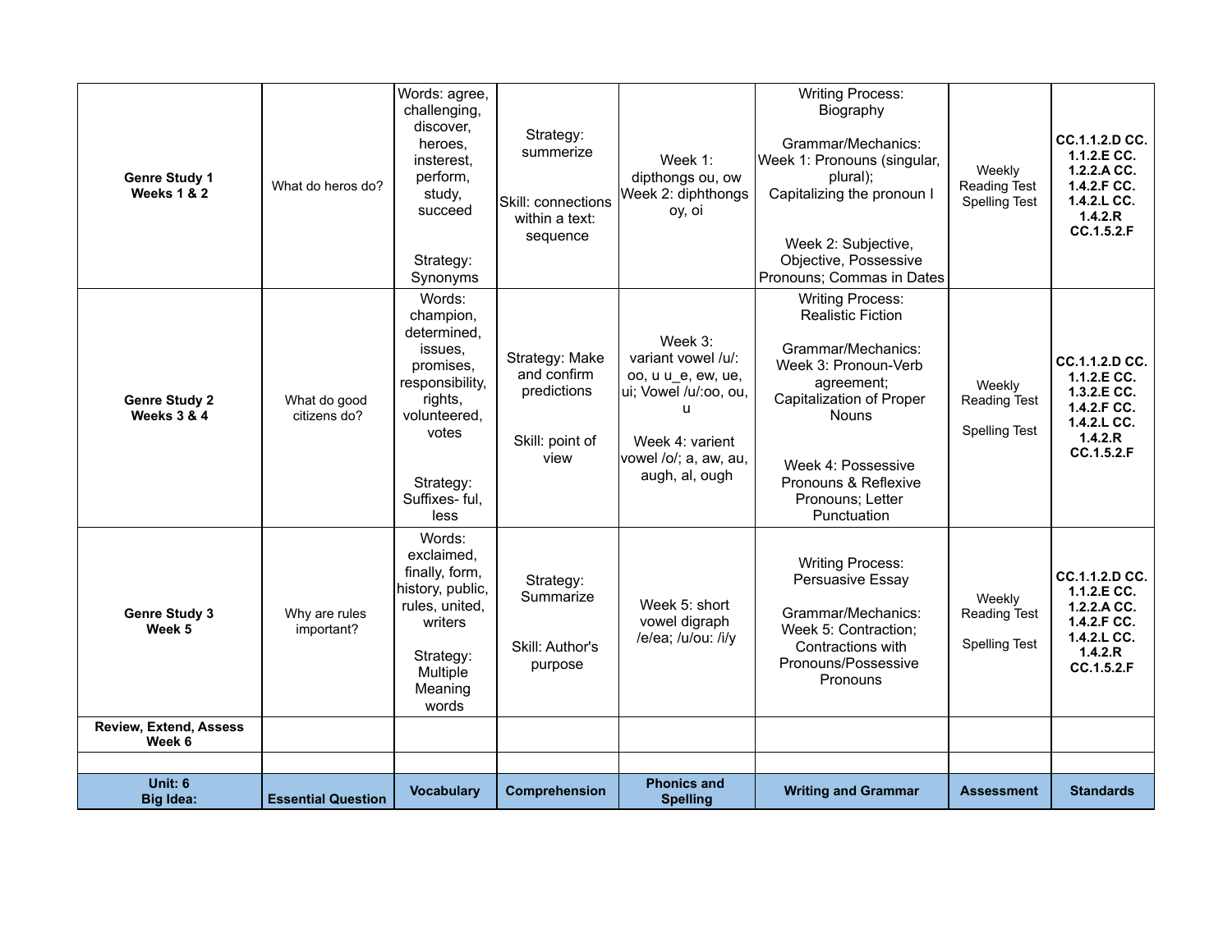| Genre Study 1<br>Weeks 1 & 2 | What do heros do? | Words: agree, challenging, discover, heroes, insterest, perform, study, succeed<br><br>Strategy: Synonyms | Strategy: summerize<br><br>Skill: connections within a text: sequence | Week 1: dipthongs ou, ow<br>Week 2: diphthongs oy, oi | Writing Process: Biography<br><br>Grammar/Mechanics:<br>Week 1: Pronouns (singular, plural);<br>Capitalizing the pronoun I<br><br>Week 2: Subjective, Objective, Possessive Pronouns; Commas in Dates | Weekly Reading Test<br>Spelling Test | **CC.1.1.2.D CC. 1.1.2.E CC. 1.2.2.A CC. 1.4.2.F CC. 1.4.2.L CC. 1.4.2.R CC.1.5.2.F** |
|---|---|---|---|---|---|---|---|
| **Genre Study 2<br>Weeks 3 & 4** | What do good citizens do? | Words: champion, determined, issues, promises, responsibility, rights, volunteered, votes<br><br>Strategy: Suffixes- ful, less | Strategy: Make and confirm predictions<br><br>Skill: point of view | Week 3: variant vowel /u/: oo, u u_e, ew, ue, ui; Vowel /u/:oo, ou, u<br><br>Week 4: varient vowel /o/; a, aw, au, augh, al, ough | Writing Process: Realistic Fiction<br><br>Grammar/Mechanics:<br>Week 3: Pronoun-Verb agreement; Capitalization of Proper Nouns<br><br>Week 4: Possessive Pronouns & Reflexive Pronouns; Letter Punctuation | Weekly Reading Test<br><br>Spelling Test | **CC.1.1.2.D CC. 1.1.2.E CC. 1.3.2.E CC. 1.4.2.F CC. 1.4.2.L CC. 1.4.2.R CC.1.5.2.F** |
| **Genre Study 3<br>Week 5** | Why are rules important? | Words: exclaimed, finally, form, history, public, rules, united, writers<br><br>Strategy: Multiple Meaning words | Strategy: Summarize<br><br>Skill: Author's purpose | Week 5: short vowel digraph /e/ea; /u/ou: /i/y | Writing Process: Persuasive Essay<br><br>Grammar/Mechanics:<br>Week 5: Contraction; Contractions with Pronouns/Possessive Pronouns | Weekly Reading Test<br><br>Spelling Test | **CC.1.1.2.D CC. 1.1.2.E CC. 1.2.2.A CC. 1.4.2.F CC. 1.4.2.L CC. 1.4.2.R CC.1.5.2.F** |
| **Review, Extend, Assess<br>Week 6** | | | | | | | |
| | | | | | | | |
| **Unit: 6<br>Big Idea:** | **Essential Question** | **Vocabulary** | **Comprehension** | **Phonics and Spelling** | **Writing and Grammar** | **Assessment** | **Standards** |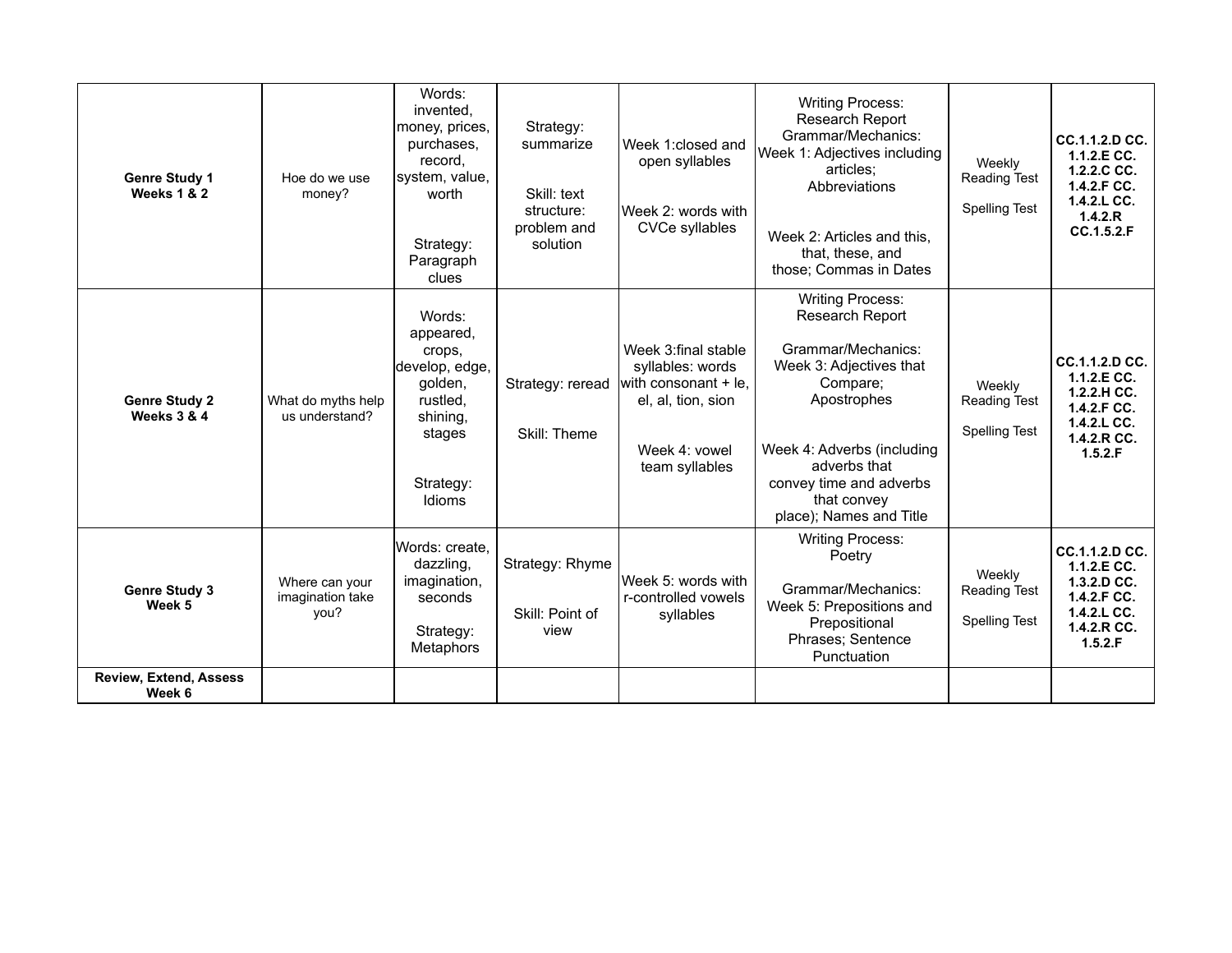| | | | | | | | |
|---|---|---|---|---|---|---|---|
| **Genre Study 1 Weeks 1 & 2** | Hoe do we use money? | Words: invented, money, prices, purchases, record, system, value, worth<br><br>Strategy: Paragraph clues | Strategy: summarize<br><br>Skill: text structure: problem and solution | Week 1:closed and open syllables<br><br>Week 2: words with CVCe syllables | Writing Process: Research Report Grammar/Mechanics: Week 1: Adjectives including articles; Abbreviations<br><br>Week 2: Articles and this, that, these, and those; Commas in Dates | Weekly Reading Test<br><br>Spelling Test | **CC.1.1.2.D CC. 1.1.2.E CC. 1.2.2.C CC. 1.4.2.F CC. 1.4.2.L CC. 1.4.2.R CC.1.5.2.F** |
| **Genre Study 2 Weeks 3 & 4** | What do myths help us understand? | Words: appeared, crops, develop, edge, golden, rustled, shining, stages<br><br>Strategy: Idioms | Strategy: reread<br><br>Skill: Theme | Week 3:final stable syllables: words with consonant + le, el, al, tion, sion<br><br>Week 4: vowel team syllables | Writing Process: Research Report<br><br>Grammar/Mechanics: Week 3: Adjectives that Compare; Apostrophes<br><br>Week 4: Adverbs (including adverbs that convey time and adverbs that convey place); Names and Title | Weekly Reading Test<br><br>Spelling Test | **CC.1.1.2.D CC. 1.1.2.E CC. 1.2.2.H CC. 1.4.2.F CC. 1.4.2.L CC. 1.4.2.R CC. 1.5.2.F** |
| **Genre Study 3 Week 5** | Where can your imagination take you? | Words: create, dazzling, imagination, seconds<br><br>Strategy: Metaphors | Strategy: Rhyme<br><br>Skill: Point of view | Week 5: words with r-controlled vowels syllables | Writing Process: Poetry<br><br>Grammar/Mechanics: Week 5: Prepositions and Prepositional Phrases; Sentence Punctuation | Weekly Reading Test<br><br>Spelling Test | **CC.1.1.2.D CC. 1.1.2.E CC. 1.3.2.D CC. 1.4.2.F CC. 1.4.2.L CC. 1.4.2.R CC. 1.5.2.F** |
| **Review, Extend, Assess Week 6** | | | | | | | |